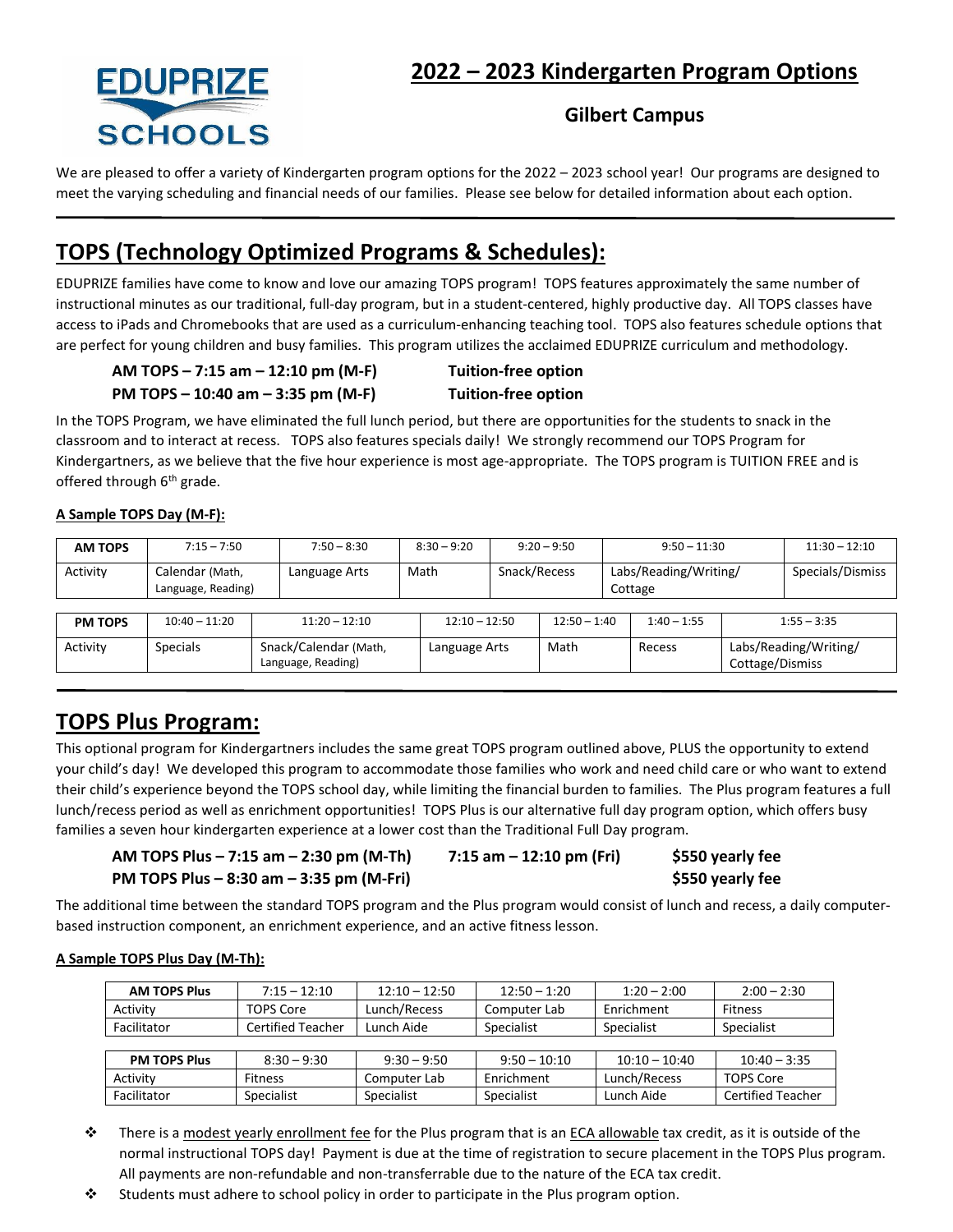# 2022 – 2023 Kindergarten Program Options

### Gilbert Campus

We are pleased to offer a variety of Kindergarten program options for the 2022 – 2023 school year! Our programs are designed to meet the varying scheduling and financial needs of our families. Please see below for detailed information about each option.

## TOPS (Technology Optimized Programs & Schedules):

EDUPRIZE families have come to know and love our amazing TOPS program! TOPS features approximately the same number of instructional minutes as our traditional, full-day program, but in a student-centered, highly productive day. All TOPS classes have access to iPads and Chromebooks that are used as a curriculum-enhancing teaching tool. TOPS also features schedule options that are perfect for young children and busy families. This program utilizes the acclaimed EDUPRIZE curriculum and methodology.

**AM TOPS – 7:15 am – 12:10 pm (M-F)** **Tuition-free option**
**PM TOPS – 10:40 am – 3:35 pm (M-F)** **Tuition-free option**

In the TOPS Program, we have eliminated the full lunch period, but there are opportunities for the students to snack in the classroom and to interact at recess. TOPS also features specials daily! We strongly recommend our TOPS Program for Kindergartners, as we believe that the five hour experience is most age-appropriate. The TOPS program is TUITION FREE and is offered through 6th grade.

**A Sample TOPS Day (M-F):**

| AM TOPS | 7:15 – 7:50 | 7:50 – 8:30 | 8:30 – 9:20 | 9:20 – 9:50 | 9:50 – 11:30 | 11:30 – 12:10 |
|---|---|---|---|---|---|---|
| Activity | Calendar (Math, Language, Reading) | Language Arts | Math | Snack/Recess | Labs/Reading/Writing/ Cottage | Specials/Dismiss |

| PM TOPS | 10:40 – 11:20 | 11:20 – 12:10 | 12:10 – 12:50 | 12:50 – 1:40 | 1:40 – 1:55 | 1:55 – 3:35 |
|---|---|---|---|---|---|---|
| Activity | Specials | Snack/Calendar (Math, Language, Reading) | Language Arts | Math | Recess | Labs/Reading/Writing/ Cottage/Dismiss |

## TOPS Plus Program:

This optional program for Kindergartners includes the same great TOPS program outlined above, PLUS the opportunity to extend your child's day! We developed this program to accommodate those families who work and need child care or who want to extend their child's experience beyond the TOPS school day, while limiting the financial burden to families. The Plus program features a full lunch/recess period as well as enrichment opportunities! TOPS Plus is our alternative full day program option, which offers busy families a seven hour kindergarten experience at a lower cost than the Traditional Full Day program.

**AM TOPS Plus – 7:15 am – 2:30 pm (M-Th)** **7:15 am – 12:10 pm (Fri)** **$550 yearly fee**
**PM TOPS Plus – 8:30 am – 3:35 pm (M-Fri)** **$550 yearly fee**

The additional time between the standard TOPS program and the Plus program would consist of lunch and recess, a daily computer-based instruction component, an enrichment experience, and an active fitness lesson.

**A Sample TOPS Plus Day (M-Th):**

| AM TOPS Plus | 7:15 – 12:10 | 12:10 – 12:50 | 12:50 – 1:20 | 1:20 – 2:00 | 2:00 – 2:30 |
|---|---|---|---|---|---|
| Activity | TOPS Core | Lunch/Recess | Computer Lab | Enrichment | Fitness |
| Facilitator | Certified Teacher | Lunch Aide | Specialist | Specialist | Specialist |

| PM TOPS Plus | 8:30 – 9:30 | 9:30 – 9:50 | 9:50 – 10:10 | 10:10 – 10:40 | 10:40 – 3:35 |
|---|---|---|---|---|---|
| Activity | Fitness | Computer Lab | Enrichment | Lunch/Recess | TOPS Core |
| Facilitator | Specialist | Specialist | Specialist | Lunch Aide | Certified Teacher |

- There is a modest yearly enrollment fee for the Plus program that is an ECA allowable tax credit, as it is outside of the normal instructional TOPS day! Payment is due at the time of registration to secure placement in the TOPS Plus program. All payments are non-refundable and non-transferrable due to the nature of the ECA tax credit.
- Students must adhere to school policy in order to participate in the Plus program option.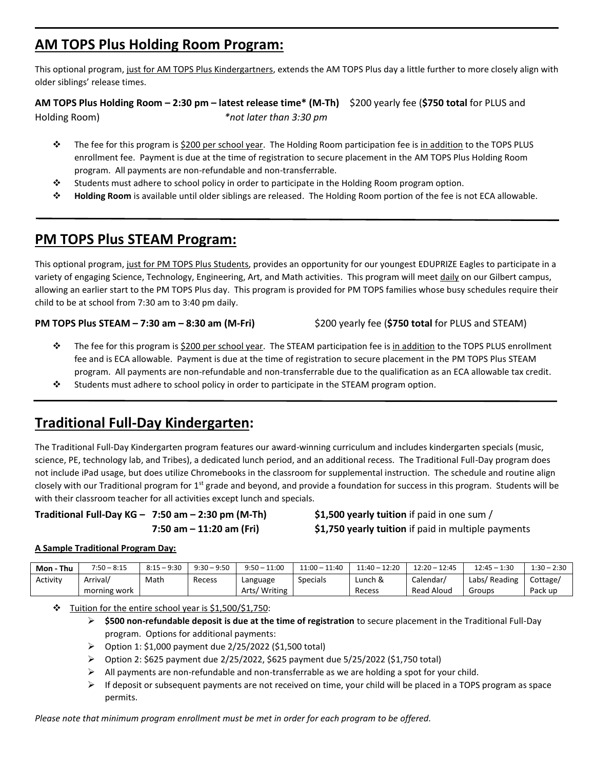## AM TOPS Plus Holding Room Program:

This optional program, just for AM TOPS Plus Kindergartners, extends the AM TOPS Plus day a little further to more closely align with older siblings' release times.

**AM TOPS Plus Holding Room – 2:30 pm – latest release time\* (M-Th)** $200 yearly fee (**$750 total** for PLUS and Holding Room) *\*not later than 3:30 pm*

- The fee for this program is $200 per school year. The Holding Room participation fee is in addition to the TOPS PLUS enrollment fee. Payment is due at the time of registration to secure placement in the AM TOPS Plus Holding Room program. All payments are non-refundable and non-transferrable.
- Students must adhere to school policy in order to participate in the Holding Room program option.
- **Holding Room** is available until older siblings are released. The Holding Room portion of the fee is not ECA allowable.

## PM TOPS Plus STEAM Program:

This optional program, just for PM TOPS Plus Students, provides an opportunity for our youngest EDUPRIZE Eagles to participate in a variety of engaging Science, Technology, Engineering, Art, and Math activities. This program will meet daily on our Gilbert campus, allowing an earlier start to the PM TOPS Plus day. This program is provided for PM TOPS families whose busy schedules require their child to be at school from 7:30 am to 3:40 pm daily.

**PM TOPS Plus STEAM – 7:30 am – 8:30 am (M-Fri)** $200 yearly fee (**$750 total** for PLUS and STEAM)

- The fee for this program is $200 per school year. The STEAM participation fee is in addition to the TOPS PLUS enrollment fee and is ECA allowable. Payment is due at the time of registration to secure placement in the PM TOPS Plus STEAM program. All payments are non-refundable and non-transferrable due to the qualification as an ECA allowable tax credit.
- Students must adhere to school policy in order to participate in the STEAM program option.

## Traditional Full-Day Kindergarten:

The Traditional Full-Day Kindergarten program features our award-winning curriculum and includes kindergarten specials (music, science, PE, technology lab, and Tribes), a dedicated lunch period, and an additional recess. The Traditional Full-Day program does not include iPad usage, but does utilize Chromebooks in the classroom for supplemental instruction. The schedule and routine align closely with our Traditional program for 1st grade and beyond, and provide a foundation for success in this program. Students will be with their classroom teacher for all activities except lunch and specials.

**Traditional Full-Day KG – 7:50 am – 2:30 pm (M-Th)** **$1,500 yearly tuition** if paid in one sum /
**7:50 am – 11:20 am (Fri)** **$1,750 yearly tuition** if paid in multiple payments

**A Sample Traditional Program Day:**

| Mon - Thu | 7:50 – 8:15 | 8:15 – 9:30 | 9:30 – 9:50 | 9:50 – 11:00 | 11:00 – 11:40 | 11:40 – 12:20 | 12:20 – 12:45 | 12:45 – 1:30 | 1:30 – 2:30 |
|---|---|---|---|---|---|---|---|---|---|
| Activity | Arrival/ morning work | Math | Recess | Language Arts/ Writing | Specials | Lunch & Recess | Calendar/ Read Aloud | Labs/ Reading Groups | Cottage/ Pack up |

- Tuition for the entire school year is $1,500/$1,750:
  - **$500 non-refundable deposit is due at the time of registration** to secure placement in the Traditional Full-Day program. Options for additional payments:
  - Option 1: $1,000 payment due 2/25/2022 ($1,500 total)
  - Option 2: $625 payment due 2/25/2022, $625 payment due 5/25/2022 ($1,750 total)
  - All payments are non-refundable and non-transferrable as we are holding a spot for your child.
  - If deposit or subsequent payments are not received on time, your child will be placed in a TOPS program as space permits.

*Please note that minimum program enrollment must be met in order for each program to be offered.*